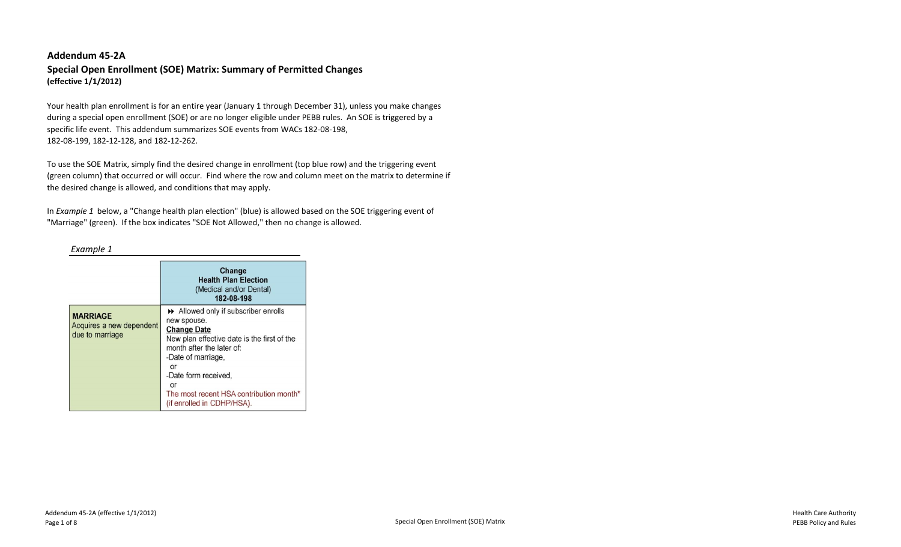# Addendum 45-2A

## Special Open Enrollment (SOE) Matrix: Summary of Permitted Changes

**(effective 1/1/2012)**

Your health plan enrollment is for an entire year (January 1 through December 31), unless you make changes during a special open enrollment (SOE) or are no longer eligible under PEBB rules. An SOE is triggered by a specific life event. This addendum summarizes SOE events from WACs 182-08-198, 182-08-199, 182-12-128, and 182-12-262.

To use the SOE Matrix, simply find the desired change in enrollment (top blue row) and the triggering event (green column) that occurred or will occur. Find where the row and column meet on the matrix to determine if the desired change is allowed, and conditions that may apply.

In *Example 1* below, a "Change health plan election" (blue) is allowed based on the SOE triggering event of "Marriage" (green). If the box indicates "SOE Not Allowed," then no change is allowed.

*Example 1*

| | **Change Health Plan Election** (Medical and/or Dental) **182-08-198** |
|---|---|
| **MARRIAGE** Acquires a new dependent due to marriage | ▸▸ Allowed only if subscriber enrolls new spouse. <br> **Change Date** <br> New plan effective date is the first of the month after the later of: <br> -Date of marriage, <br> or <br> -Date form received, <br> or <br> The most recent HSA contribution month* (if enrolled in CDHP/HSA). |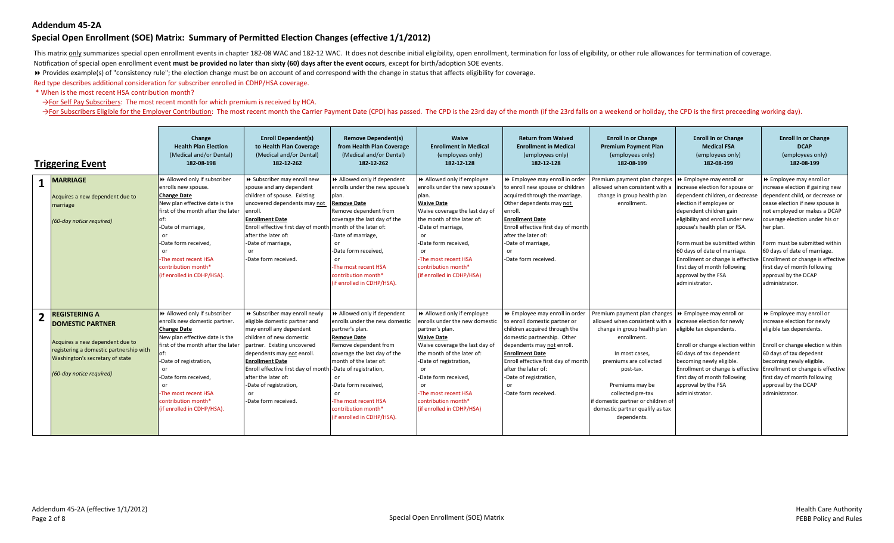## Addendum 45-2A

## Special Open Enrollment (SOE) Matrix: Summary of Permitted Election Changes (effective 1/1/2012)

This matrix only summarizes special open enrollment events in chapter 182-08 WAC and 182-12 WAC. It does not describe initial eligibility, open enrollment, termination for loss of eligibility, or other rule allowances for termination of coverage.

Notification of special open enrollment event **must be provided no later than sixty (60) days after the event occurs**, except for birth/adoption SOE events.

⏩ Provides example(s) of "consistency rule"; the election change must be on account of and correspond with the change in status that affects eligibility for coverage.

Red type describes additional consideration for subscriber enrolled in CDHP/HSA coverage.

\* When is the most recent HSA contribution month?

→For Self Pay Subscribers: The most recent month for which premium is received by HCA.

→For Subscribers Eligible for the Employer Contribution: The most recent month the Carrier Payment Date (CPD) has passed. The CPD is the 23rd day of the month (if the 23rd falls on a weekend or holiday, the CPD is the first preceeding working day).

| | Triggering Event | Change Health Plan Election (Medical and/or Dental) 182-08-198 | Enroll Dependent(s) to Health Plan Coverage (Medical and/or Dental) 182-12-262 | Remove Dependent(s) from Health Plan Coverage (Medical and/or Dental) 182-12-262 | Waive Enrollment in Medical (employees only) 182-12-128 | Return from Waived Enrollment in Medical (employees only) 182-12-128 | Enroll In or Change Premium Payment Plan (employees only) 182-08-199 | Enroll In or Change Medical FSA (employees only) 182-08-199 | Enroll In or Change DCAP (employees only) 182-08-199 |
|---|---|---|---|---|---|---|---|---|---|
| 1 | **MARRIAGE**<br>Acquires a new dependent due to marriage<br>*(60-day notice required)* | ⏩ Allowed only if subscriber enrolls new spouse.<br>**Change Date**<br>New plan effective date is the first of the month after the later of:<br>-Date of marriage,<br>or<br>-Date form received,<br>or<br>-The most recent HSA contribution month*<br>(if enrolled in CDHP/HSA). | ⏩ Subscriber may enroll new spouse and any dependent children of spouse. Existing uncovered dependents may not enroll.<br>**Enrollment Date**<br>Enroll effective first day of month after the later of:<br>-Date of marriage,<br>or<br>-Date form received. | ⏩ Allowed only if dependent enrolls under the new spouse's plan.<br>**Remove Date**<br>Remove dependent from coverage the last day of the month of the later of:<br>-Date of marriage,<br>or<br>-Date form received,<br>or<br>-The most recent HSA contribution month*<br>(if enrolled in CDHP/HSA). | ⏩ Allowed only if employee enrolls under the new spouse's plan.<br>**Waive Date**<br>Waive coverage the last day of the month of the later of:<br>-Date of marriage,<br>or<br>-Date form received,<br>or<br>-The most recent HSA contribution month*<br>(if enrolled in CDHP/HSA) | ⏩ Employee may enroll in order to enroll new spouse or children acquired through the marriage. Other dependents may not enroll.<br>**Enrollment Date**<br>Enroll effective first day of month after the later of:<br>-Date of marriage,<br>or<br>-Date form received. | Premium payment plan changes allowed when consistent with a change in group health plan enrollment. | ⏩ Employee may enroll or increase election for spouse or dependent children, or decrease election if employee or dependent children gain eligibility and enroll under new spouse's health plan or FSA.<br>Form must be submitted within 60 days of date of marriage. Enrollment or change is effective first day of month following approval by the FSA administrator. | ⏩ Employee may enroll or increase election if gaining new dependent child, or decrease or cease election if new spouse is not employed or makes a DCAP coverage election under his or her plan.<br>Form must be submitted within 60 days of date of marriage. Enrollment or change is effective first day of month following approval by the DCAP administrator. |
| 2 | **REGISTERING A DOMESTIC PARTNER**<br>Acquires a new dependent due to registering a domestic partnership with Washington's secretary of state<br>*(60-day notice required)* | ⏩ Allowed only if subscriber enrolls new domestic partner.<br>**Change Date**<br>New plan effective date is the first of the month after the later of:<br>-Date of registration,<br>or<br>-Date form received,<br>or<br>-The most recent HSA contribution month*<br>(if enrolled in CDHP/HSA). | ⏩ Subscriber may enroll newly eligible domestic partner and may enroll any dependent children of new domestic partner. Existing uncovered dependents may not enroll.<br>**Enrollment Date**<br>Enroll effective first day of month after the later of:<br>-Date of registration,<br>or<br>-Date form received. | ⏩ Allowed only if dependent enrolls under the new domestic partner's plan.<br>**Remove Date**<br>Remove dependent from coverage the last day of the month of the later of:<br>-Date of registration,<br>or<br>-Date form received,<br>or<br>-The most recent HSA contribution month*<br>(if enrolled in CDHP/HSA). | ⏩ Allowed only if employee enrolls under the new domestic partner's plan.<br>**Waive Date**<br>Waive coverage the last day of the month of the later of:<br>-Date of registration,<br>or<br>-Date form received,<br>or<br>-The most recent HSA contribution month*<br>(if enrolled in CDHP/HSA) | ⏩ Employee may enroll in order to enroll domestic partner or children acquired through the domestic partnership. Other dependents may not enroll.<br>**Enrollment Date**<br>Enroll effective first day of month after the later of:<br>-Date of registration,<br>or<br>-Date form received. | Premium payment plan changes allowed when consistent with a change in group health plan enrollment.<br>In most cases, premiums are collected post-tax.<br>Premiums may be collected pre-tax if domestic partner or children of domestic partner qualify as tax dependents. | ⏩ Employee may enroll or increase election for newly eligible tax dependents.<br>Enroll or change election within 60 days of tax dependent becoming newly eligible. Enrollment or change is effective first day of month following approval by the FSA administrator. | ⏩ Employee may enroll or increase election for newly eligible tax dependents.<br>Enroll or change election within 60 days of tax depedent becoming newly eligible. Enrollment or change is effective first day of month following approval by the DCAP administrator. |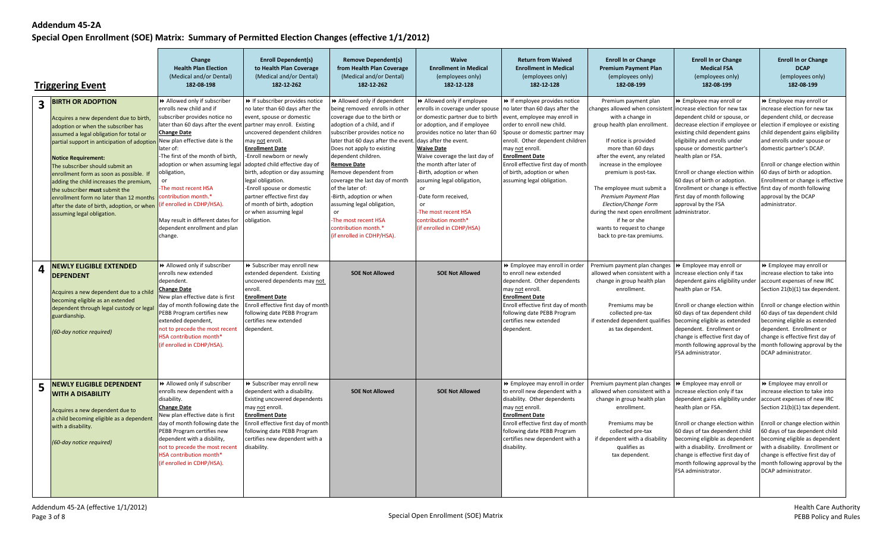## Addendum 45-2A

## Special Open Enrollment (SOE) Matrix: Summary of Permitted Election Changes (effective 1/1/2012)

| | Triggering Event | Change Health Plan Election (Medical and/or Dental) 182-08-198 | Enroll Dependent(s) to Health Plan Coverage (Medical and/or Dental) 182-12-262 | Remove Dependent(s) from Health Plan Coverage (Medical and/or Dental) 182-12-262 | Waive Enrollment in Medical (employees only) 182-12-128 | Return from Waived Enrollment in Medical (employees only) 182-12-128 | Enroll In or Change Premium Payment Plan (employees only) 182-08-199 | Enroll In or Change Medical FSA (employees only) 182-08-199 | Enroll In or Change DCAP (employees only) 182-08-199 |
|---|---|---|---|---|---|---|---|---|---|
| 3 | **BIRTH OR ADOPTION**<br><br>Acquires a new dependent due to birth, adoption or when the subscriber has assumed a legal obligation for total or partial support in anticipation of adoption.<br><br>**Notice Requirement:**<br>The subscriber should submit an enrollment form as soon as possible. If adding the child increases the premium, the subscriber **must** submit the enrollment form no later than 12 months after the date of birth, adoption, or when assuming legal obligation. | ⏩ Allowed only if subscriber enrolls new child and if subscriber provides notice no later than 60 days after the event.<br>**Change Date**<br>New plan effective date is the later of:<br>-The first of the month of birth, adoption or when assuming legal obligation,<br>or<br>-The most recent HSA contribution month.*<br>(if enrolled in CDHP/HSA).<br><br>May result in different dates for dependent enrollment and plan change. | ⏩ If subscriber provides notice no later than 60 days after the event, spouse or domestic partner may enroll. Existing uncovered dependent children may not enroll.<br>**Enrollment Date**<br>-Enroll newborn or newly adopted child effective day of birth, adoption or day assuming legal obligation.<br>-Enroll spouse or domestic partner effective first day of month of birth, adoption or when assuming legal obligation. | ⏩ Allowed only if dependent being removed enrolls in other coverage due to the birth or adoption of a child, and if subscriber provides notice no later that 60 days after the event. Does not apply to existing dependent children.<br>**Remove Date**<br>Remove dependent from coverage the last day of month of the later of:<br>-Birth, adoption or when assuming legal obligation,<br>or<br>-The most recent HSA contribution month.*<br>(if enrolled in CDHP/HSA). | ⏩ Allowed only if employee enrolls in coverage under spouse or domestic partner due to birth or adoption, and if employee provides notice no later than 60 days after the event.<br>**Waive Date**<br>Waive coverage the last day of the month after later of<br>-Birth, adoption or when assuming legal obligation,<br>or<br>-Date form received,<br>or<br>-The most recent HSA contribution month*<br>(if enrolled in CDHP/HSA) | ⏩ If employee provides notice no later than 60 days after the event, employee may enroll in order to enroll new child. Spouse or domestic partner may enroll. Other dependent children may not enroll.<br>**Enrollment Date**<br>Enroll effective first day of month of birth, adoption or when assuming legal obligation. | Premium payment plan changes allowed when consistent with a change in group health plan enrollment.<br><br>If notice is provided more than 60 days after the event, any related increase in the employee premium is post-tax.<br><br>The employee must submit a *Premium Payment Plan Election/Change Form* during the next open enrollment if he or she wants to request to change back to pre-tax premiums. | ⏩ Employee may enroll or increase election for new tax dependent child or spouse, or decrease election if employee or existing child dependent gains eligibility under spouse or domestic partner's health plan or FSA.<br><br>Enroll or change election within 60 days of birth or adoption. Enrollment or change is effective first day of month following approval by the FSA administrator. | ⏩ Employee may enroll or increase election for new tax dependent child, or decrease election if employee or existing child dependent gains eligibility and enrolls under spouse or domestic partner's DCAP.<br><br>Enroll or change election within 60 days of birth or adoption. Enrollment or change is effective first day of month following approval by the DCAP administrator. |
| 4 | **NEWLY ELIGIBLE EXTENDED DEPENDENT**<br><br>Acquires a new dependent due to a child becoming eligible as an extended dependent through legal custody or legal guardianship.<br><br>*(60-day notice required)* | ⏩ Allowed only if subscriber enrolls new extended dependent.<br>**Change Date**<br>New plan effective date is first day of month following the date the PEBB Program certifies new extended dependent, not to precede the most recent HSA contribution month*<br>(if enrolled in CDHP/HSA). | ⏩ Subscriber may enroll new extended dependent. Existing uncovered dependents may not enroll.<br>**Enrollment Date**<br>Enroll effective first day of month following date PEBB Program certifies new extended dependent. | **SOE Not Allowed** | **SOE Not Allowed** | ⏩ Employee may enroll in order to enroll new extended dependent. Other dependents may not enroll.<br>**Enrollment Date**<br>Enroll effective first day of month following date PEBB Program certifies new extended dependent. | Premium payment plan changes allowed when consistent with a change in group health plan enrollment.<br><br>Premiums may be collected pre-tax if extended dependent qualifies as tax dependent. | ⏩ Employee may enroll or increase election only if tax dependent gains eligibility under health plan or FSA.<br><br>Enroll or change election within 60 days of tax dependent child becoming eligible as extended dependent. Enrollment or change is effective first day of month following approval by the FSA administrator. | ⏩ Employee may enroll or increase election to take into account expenses of new IRC Section 21(b)(1) tax dependent.<br><br>Enroll or change election within 60 days of tax dependent child becoming eligible as extended dependent. Enrollment or change is effective first day of month following approval by the DCAP administrator. |
| 5 | **NEWLY ELIGIBLE DEPENDENT WITH A DISABILITY**<br><br>Acquires a new dependent due to a child becoming eligible as a dependent with a disability.<br><br>*(60-day notice required)* | ⏩ Allowed only if subscriber enrolls new dependent with a disability.<br>**Change Date**<br>New plan effective date is first day of month following the date the PEBB Program certifies new dependent with a disbility, not to precede the most recent HSA contribution month*<br>(if enrolled in CDHP/HSA). | ⏩ Subscriber may enroll new dependent with a disability. Existing uncovered dependents may not enroll.<br>**Enrollment Date**<br>Enroll effective first day of month following date PEBB Program certifies new dependent with a disability. | **SOE Not Allowed** | **SOE Not Allowed** | ⏩ Employee may enroll in order to enroll new dependent with a disability. Other dependents may not enroll.<br>**Enrollment Date**<br>Enroll effective first day of month following date PEBB Program certifies new dependent with a disability. | Premium payment plan changes allowed when consistent with a change in group health plan enrollment.<br><br>Premiums may be collected pre-tax if dependent with a disability qualifies as tax dependent. | ⏩ Employee may enroll or increase election only if tax dependent gains eligibility under health plan or FSA.<br><br>Enroll or change election within 60 days of tax dependent child becoming eligible as dependent with a disability. Enrollment or change is effective first day of month following approval by the FSA administrator. | ⏩ Employee may enroll or increase election to take into account expenses of new IRC Section 21(b)(1) tax dependent.<br><br>Enroll or change election within 60 days of tax dependent child becoming eligible as dependent with a disability. Enrollment or change is effective first day of month following approval by the DCAP administrator. |

Special Open Enrollment (SOE) Matrix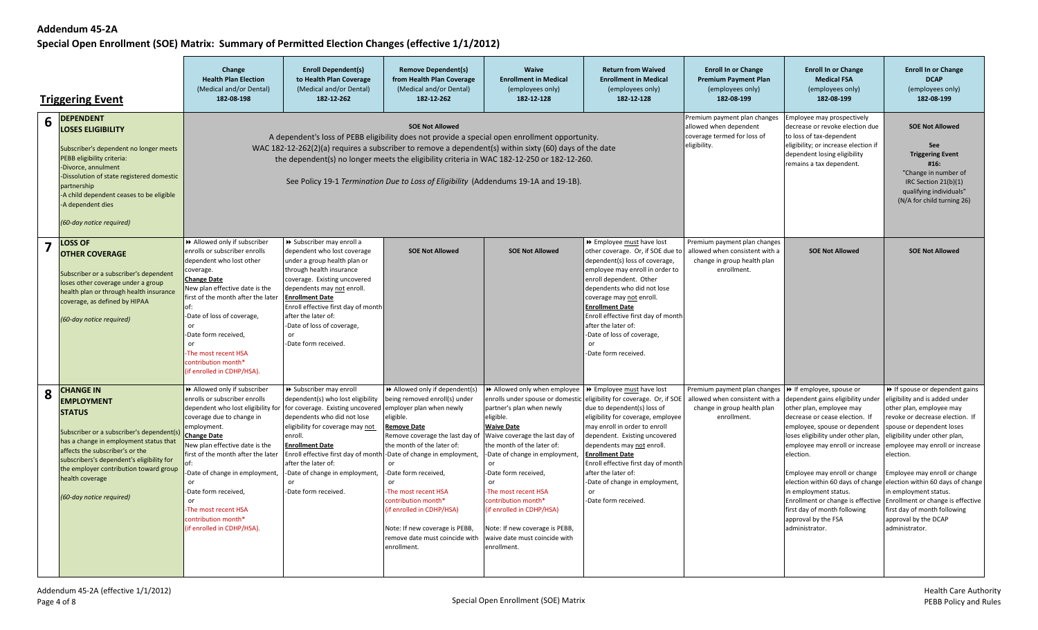# Addendum 45-2A

## Special Open Enrollment (SOE) Matrix: Summary of Permitted Election Changes (effective 1/1/2012)

| | Triggering Event | Change Health Plan Election (Medical and/or Dental) 182-08-198 | Enroll Dependent(s) to Health Plan Coverage (Medical and/or Dental) 182-12-262 | Remove Dependent(s) from Health Plan Coverage (Medical and/or Dental) 182-12-262 | Waive Enrollment in Medical (employees only) 182-12-128 | Return from Waived Enrollment in Medical (employees only) 182-12-128 | Enroll In or Change Premium Payment Plan (employees only) 182-08-199 | Enroll In or Change Medical FSA (employees only) 182-08-199 | Enroll In or Change DCAP (employees only) 182-08-199 |
|---|---|---|---|---|---|---|---|---|---|
| 6 | **DEPENDENT LOSES ELIGIBILITY**<br><br>Subscriber's dependent no longer meets PEBB eligibility criteria:<br>-Divorce, annulment<br>-Dissolution of state registered domestic partnership<br>-A child dependent ceases to be eligible<br>-A dependent dies<br><br>*(60-day notice required)* | **SOE Not Allowed**<br><br>A dependent's loss of PEBB eligibility does not provide a special open enrollment opportunity. WAC 182-12-262(2)(a) requires a subscriber to remove a dependent(s) within sixty (60) days of the date the dependent(s) no longer meets the eligibility criteria in WAC 182-12-250 or 182-12-260.<br><br>See Policy 19-1 *Termination Due to Loss of Eligibility* (Addendums 19-1A and 19-1B). | | | | | Premium payment plan changes allowed when dependent coverage termed for loss of eligibility. | Employee may prospectively decrease or revoke election due to loss of tax-dependent eligibility; or increase election if dependent losing eligibility remains a tax dependent. | **SOE Not Allowed**<br><br>**See Triggering Event #16:** "Change in number of IRC Section 21(b)(1) qualifying individuals" (N/A for child turning 26) |
| 7 | **LOSS OF OTHER COVERAGE**<br><br>Subscriber or a subscriber's dependent loses other coverage under a group health plan or through health insurance coverage, as defined by HIPAA<br><br>*(60-day notice required)* | ⏩ Allowed only if subscriber enrolls or subscriber enrolls dependent who lost other coverage.<br>**Change Date**<br>New plan effective date is the first of the month after the later of:<br>-Date of loss of coverage,<br>or<br>-Date form received,<br>or<br>-The most recent HSA contribution month*<br>(if enrolled in CDHP/HSA). | ⏩ Subscriber may enroll a dependent who lost coverage under a group health plan or through health insurance coverage. Existing uncovered dependents may not enroll.<br>**Enrollment Date**<br>Enroll effective first day of month after the later of:<br>-Date of loss of coverage,<br>or<br>-Date form received. | **SOE Not Allowed** | **SOE Not Allowed** | ⏩ Employee must have lost other coverage. Or, if SOE due to dependent(s) loss of coverage, employee may enroll in order to enroll dependent. Other dependents who did not lose coverage may not enroll.<br>**Enrollment Date**<br>Enroll effective first day of month after the later of:<br>-Date of loss of coverage,<br>or<br>-Date form received. | Premium payment plan changes allowed when consistent with a change in group health plan enrollment. | **SOE Not Allowed** | **SOE Not Allowed** |
| 8 | **CHANGE IN EMPLOYMENT STATUS**<br><br>Subscriber or a subscriber's dependent(s) has a change in employment status that affects the subscriber's or the subscribers's dependent's eligibility for the employer contribution toward group health coverage<br><br>*(60-day notice required)* | ⏩ Allowed only if subscriber enrolls or subscriber enrolls dependent who lost eligibility for coverage due to change in employment.<br>**Change Date**<br>New plan effective date is the first of the month after the later of:<br>-Date of change in employment,<br>or<br>-Date form received,<br>or<br>-The most recent HSA contribution month*<br>(if enrolled in CDHP/HSA). | ⏩ Subscriber may enroll dependent(s) who lost eligibility for coverage. Existing uncovered dependents who did not lose eligibility for coverage may not enroll.<br>**Enrollment Date**<br>Enroll effective first day of month after the later of:<br>-Date of change in employment,<br>or<br>-Date form received. | ⏩ Allowed only if dependent(s) being removed enroll(s) under employer plan when newly eligible.<br>**Remove Date**<br>Remove coverage the last day of the month of the later of:<br>-Date of change in employment,<br>or<br>-Date form received,<br>or<br>-The most recent HSA contribution month*<br>(if enrolled in CDHP/HSA)<br><br>Note: If new coverage is PEBB, remove date must coincide with enrollment. | ⏩ Allowed only when employee enrolls under spouse or domestic partner's plan when newly eligible.<br>**Waive Date**<br>Waive coverage the last day of the month of the later of:<br>-Date of change in employment,<br>or<br>-Date form received,<br>or<br>-The most recent HSA contribution month*<br>(if enrolled in CDHP/HSA)<br><br>Note: If new coverage is PEBB, waive date must coincide with enrollment. | ⏩ Employee must have lost eligibility for coverage. Or, if SOE due to dependent(s) loss of eligibility for coverage, employee may enroll in order to enroll dependent. Existing uncovered dependents may not enroll.<br>**Enrollment Date**<br>Enroll effective first day of month after the later of:<br>-Date of change in employment,<br>or<br>-Date form received. | Premium payment plan changes allowed when consistent with a change in group health plan enrollment. | ⏩ If employee, spouse or dependent gains eligibility under other plan, employee may decrease or cease election. If employee, spouse or dependent loses eligibility under other plan, employee may enroll or increase election.<br><br>Employee may enroll or change election within 60 days of change in employment status.<br>Enrollment or change is effective first day of month following approval by the FSA administrator. | ⏩ If spouse or dependent gains eligibility and is added under other plan, employee may revoke or decrease election. If spouse or dependent loses eligibility under other plan, employee may enroll or increase election.<br><br>Employee may enroll or change election within 60 days of change in employment status.<br>Enrollment or change is effective first day of month following approval by the DCAP administrator. |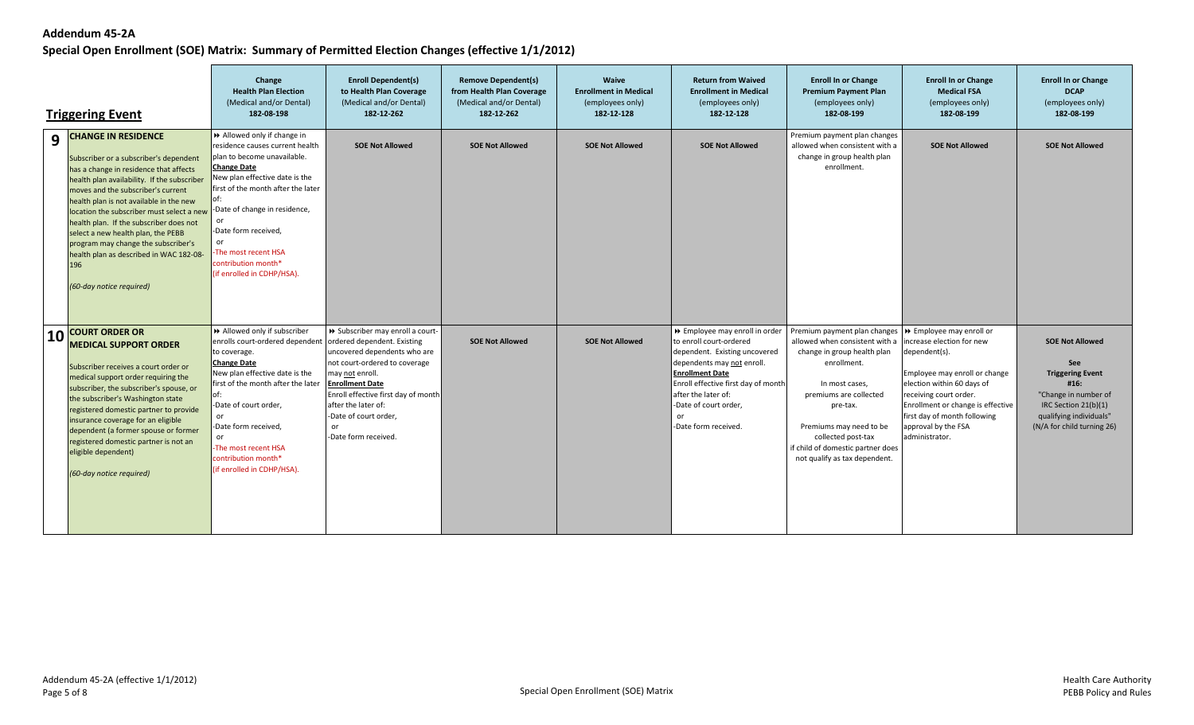**Addendum 45-2A**

**Special Open Enrollment (SOE) Matrix: Summary of Permitted Election Changes (effective 1/1/2012)**

| | **Triggering Event** | **Change Health Plan Election** (Medical and/or Dental) **182-08-198** | **Enroll Dependent(s) to Health Plan Coverage** (Medical and/or Dental) **182-12-262** | **Remove Dependent(s) from Health Plan Coverage** (Medical and/or Dental) **182-12-262** | **Waive Enrollment in Medical** (employees only) **182-12-128** | **Return from Waived Enrollment in Medical** (employees only) **182-12-128** | **Enroll In or Change Premium Payment Plan** (employees only) **182-08-199** | **Enroll In or Change Medical FSA** (employees only) **182-08-199** | **Enroll In or Change DCAP** (employees only) **182-08-199** |
|---|---|---|---|---|---|---|---|---|---|
| **9** | **CHANGE IN RESIDENCE**<br><br>Subscriber or a subscriber's dependent has a change in residence that affects health plan availability. If the subscriber moves and the subscriber's current health plan is not available in the new location the subscriber must select a new health plan. If the subscriber does not select a new health plan, the PEBB program may change the subscriber's health plan as described in WAC 182-08-196<br><br>*(60-day notice required)* | ⏩ Allowed only if change in residence causes current health plan to become unavailable.<br>**Change Date**<br>New plan effective date is the first of the month after the later of:<br>-Date of change in residence,<br>or<br>-Date form received,<br>or<br>-The most recent HSA contribution month* (if enrolled in CDHP/HSA). | **SOE Not Allowed** | **SOE Not Allowed** | **SOE Not Allowed** | **SOE Not Allowed** | Premium payment plan changes allowed when consistent with a change in group health plan enrollment. | **SOE Not Allowed** | **SOE Not Allowed** |
| **10** | **COURT ORDER OR MEDICAL SUPPORT ORDER**<br><br>Subscriber receives a court order or medical support order requiring the subscriber, the subscriber's spouse, or the subscriber's Washington state registered domestic partner to provide insurance coverage for an eligible dependent (a former spouse or former registered domestic partner is not an eligible dependent)<br><br>*(60-day notice required)* | ⏩ Allowed only if subscriber enrolls court-ordered dependent to coverage.<br>**Change Date**<br>New plan effective date is the first of the month after the later of:<br>-Date of court order,<br>or<br>-Date form received,<br>or<br>-The most recent HSA contribution month* (if enrolled in CDHP/HSA). | ⏩ Subscriber may enroll a court-ordered dependent. Existing uncovered dependents who are not court-ordered to coverage may not enroll.<br>**Enrollment Date**<br>Enroll effective first day of month after the later of:<br>-Date of court order,<br>or<br>-Date form received. | **SOE Not Allowed** | **SOE Not Allowed** | ⏩ Employee may enroll in order to enroll court-ordered dependent. Existing uncovered dependents may not enroll.<br>**Enrollment Date**<br>Enroll effective first day of month after the later of:<br>-Date of court order,<br>or<br>-Date form received. | Premium payment plan changes allowed when consistent with a change in group health plan enrollment.<br><br>In most cases, premiums are collected pre-tax.<br><br>Premiums may need to be collected post-tax if child of domestic partner does not qualify as tax dependent. | ⏩ Employee may enroll or increase election for new dependent(s).<br><br>Employee may enroll or change election within 60 days of receiving court order. Enrollment or change is effective first day of month following approval by the FSA administrator. | **SOE Not Allowed**<br><br>**See Triggering Event #16:** "Change in number of IRC Section 21(b)(1) qualifying individuals" (N/A for child turning 26) |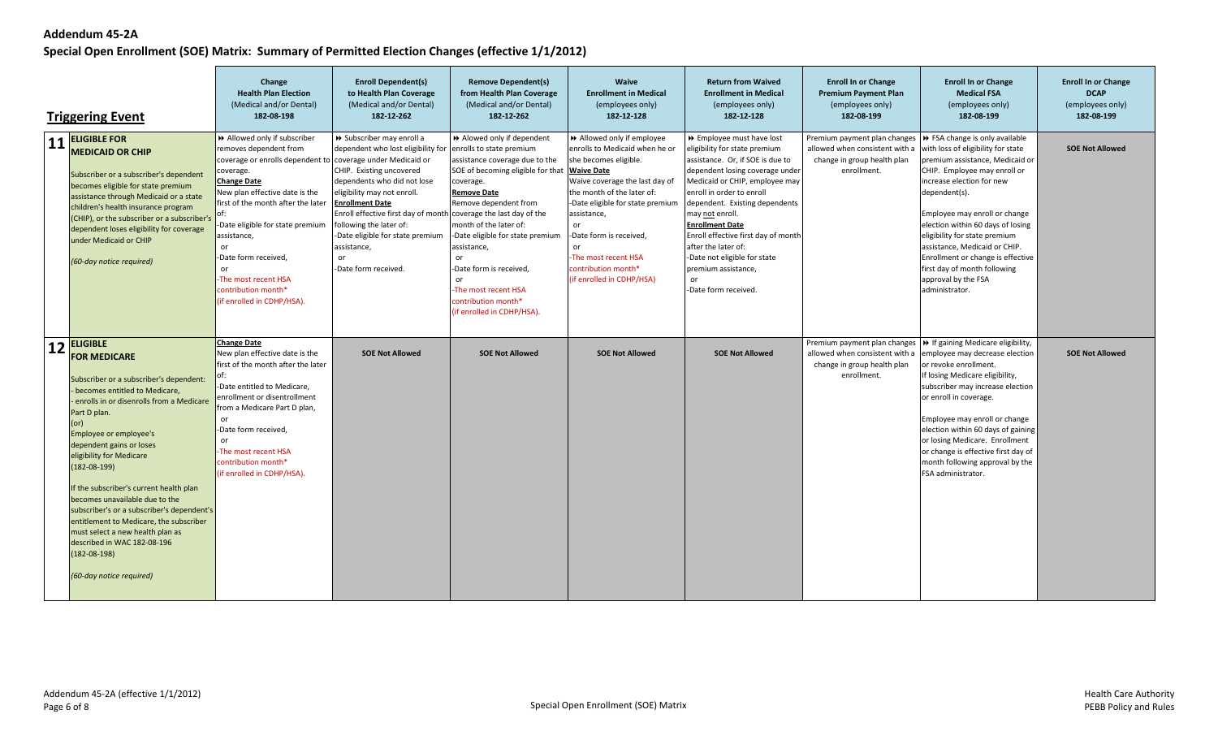**Addendum 45-2A**

**Special Open Enrollment (SOE) Matrix: Summary of Permitted Election Changes (effective 1/1/2012)**

| Triggering Event | Change Health Plan Election (Medical and/or Dental) 182-08-198 | Enroll Dependent(s) to Health Plan Coverage (Medical and/or Dental) 182-12-262 | Remove Dependent(s) from Health Plan Coverage (Medical and/or Dental) 182-12-262 | Waive Enrollment in Medical (employees only) 182-12-128 | Return from Waived Enrollment in Medical (employees only) 182-12-128 | Enroll In or Change Premium Payment Plan (employees only) 182-08-199 | Enroll In or Change Medical FSA (employees only) 182-08-199 | Enroll In or Change DCAP (employees only) 182-08-199 |
|---|---|---|---|---|---|---|---|---|
| **11 ELIGIBLE FOR MEDICAID OR CHIP**<br><br>Subscriber or a subscriber's dependent becomes eligible for state premium assistance through Medicaid or a state children's health insurance program (CHIP), or the subscriber or a subscriber's dependent loses eligibility for coverage under Medicaid or CHIP<br><br>*(60-day notice required)* | ►► Allowed only if subscriber removes dependent from coverage or enrolls dependent to coverage.<br>**Change Date**<br>New plan effective date is the first of the month after the later of:<br>-Date eligible for state premium assistance,<br>or<br>-Date form received,<br>or<br>-The most recent HSA contribution month*<br>(if enrolled in CDHP/HSA). | ►► Subscriber may enroll a dependent who lost eligibility for coverage under Medicaid or CHIP. Existing uncovered dependents who did not lose eligibility may not enroll.<br>**Enrollment Date**<br>Enroll effective first day of month following the later of:<br>-Date eligible for state premium assistance,<br>or<br>-Date form received. | ►► Alowed only if dependent enrolls to state premium assistance coverage due to the SOE of becoming eligible for that coverage.<br>**Remove Date**<br>Remove dependent from coverage the last day of the month of the later of:<br>-Date eligible for state premium assistance,<br>or<br>-Date form is received,<br>or<br>-The most recent HSA contribution month*<br>(if enrolled in CDHP/HSA). | ►► Allowed only if employee enrolls to Medicaid when he or she becomes eligible.<br>**Waive Date**<br>Waive coverage the last day of the month of the later of:<br>-Date eligible for state premium assistance,<br>or<br>-Date form is received,<br>or<br>-The most recent HSA contribution month*<br>(if enrolled in CDHP/HSA) | ►► Employee must have lost eligibility for state premium assistance. Or, if SOE is due to dependent losing coverage under Medicaid or CHIP, employee may enroll in order to enroll dependent. Existing dependents may not enroll.<br>**Enrollment Date**<br>Enroll effective first day of month after the later of:<br>-Date not eligible for state premium assistance,<br>or<br>-Date form received. | Premium payment plan changes allowed when consistent with a change in group health plan enrollment. | ►► FSA change is only available with loss of eligibility for state premium assistance, Medicaid or CHIP. Employee may enroll or increase election for new dependent(s).<br><br>Employee may enroll or change election within 60 days of losing eligibility for state premium assistance, Medicaid or CHIP. Enrollment or change is effective first day of month following approval by the FSA administrator. | **SOE Not Allowed** |
| **12 ELIGIBLE FOR MEDICARE**<br><br>Subscriber or a subscriber's dependent:<br>- becomes entitled to Medicare,<br>- enrolls in or disenrolls from a Medicare Part D plan.<br>(or)<br>Employee or employee's dependent gains or loses eligibility for Medicare<br>(182-08-199)<br><br>If the subscriber's current health plan becomes unavailable due to the subscriber's or a subscriber's dependent's entitlement to Medicare, the subscriber must select a new health plan as described in WAC 182-08-196<br>(182-08-198)<br><br>*(60-day notice required)* | **Change Date**<br>New plan effective date is the first of the month after the later of:<br>-Date entitled to Medicare, enrollment or disenrollment from a Medicare Part D plan,<br>or<br>-Date form received,<br>or<br>-The most recent HSA contribution month*<br>(if enrolled in CDHP/HSA). | **SOE Not Allowed** | **SOE Not Allowed** | **SOE Not Allowed** | **SOE Not Allowed** | Premium payment plan changes allowed when consistent with a change in group health plan enrollment. | ►► If gaining Medicare eligibility, employee may decrease election or revoke enrollment.<br>If losing Medicare eligibility, subscriber may increase election or enroll in coverage.<br><br>Employee may enroll or change election within 60 days of gaining or losing Medicare. Enrollment or change is effective first day of month following approval by the FSA administrator. | **SOE Not Allowed** |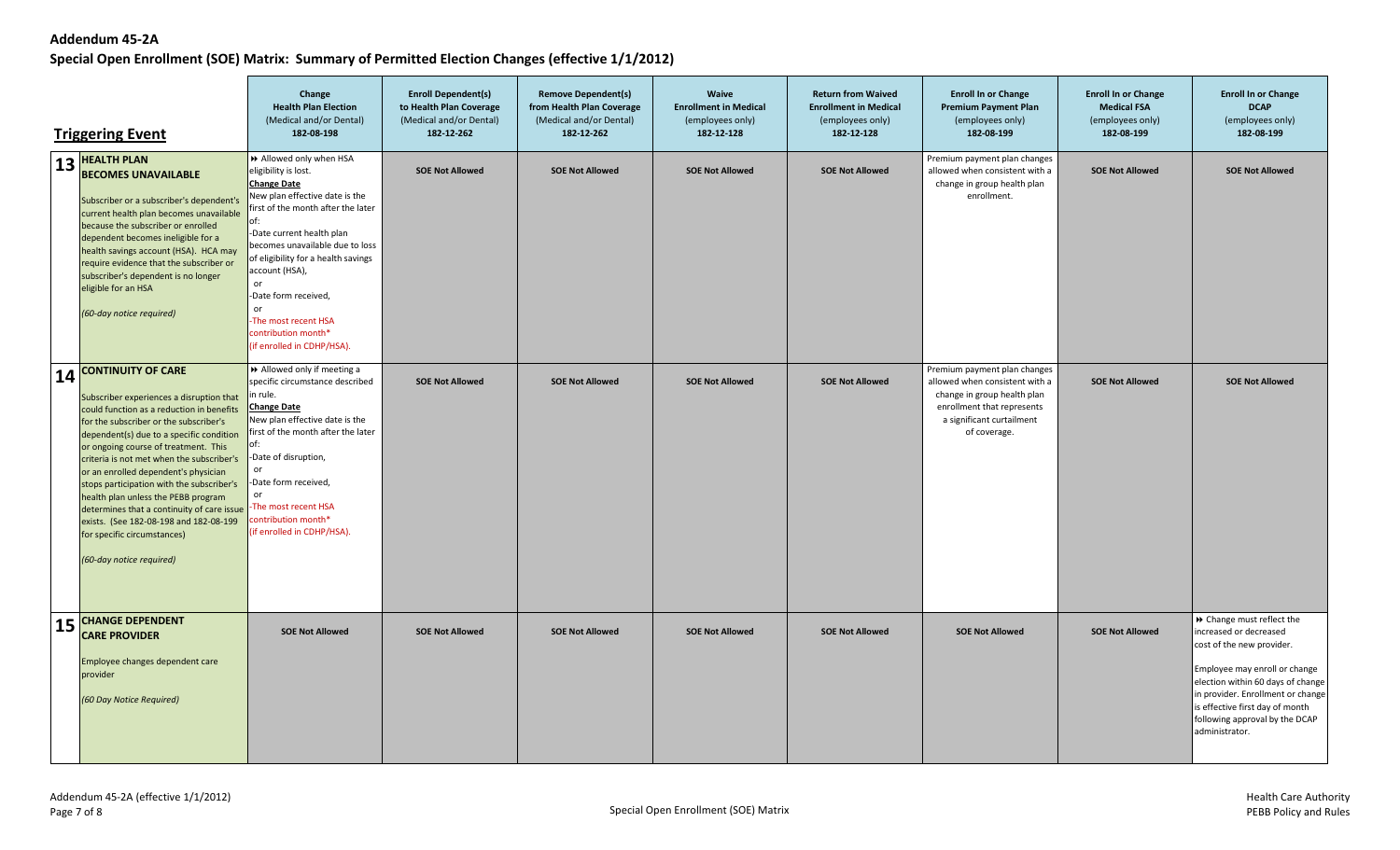**Addendum 45-2A**

**Special Open Enrollment (SOE) Matrix: Summary of Permitted Election Changes (effective 1/1/2012)**

| | **Triggering Event** | **Change Health Plan Election** (Medical and/or Dental) **182-08-198** | **Enroll Dependent(s) to Health Plan Coverage** (Medical and/or Dental) **182-12-262** | **Remove Dependent(s) from Health Plan Coverage** (Medical and/or Dental) **182-12-262** | **Waive Enrollment in Medical** (employees only) **182-12-128** | **Return from Waived Enrollment in Medical** (employees only) **182-12-128** | **Enroll In or Change Premium Payment Plan** (employees only) **182-08-199** | **Enroll In or Change Medical FSA** (employees only) **182-08-199** | **Enroll In or Change DCAP** (employees only) **182-08-199** |
|---|---|---|---|---|---|---|---|---|---|
| **13** | **HEALTH PLAN BECOMES UNAVAILABLE**<br><br>Subscriber or a subscriber's dependent's current health plan becomes unavailable because the subscriber or enrolled dependent becomes ineligible for a health savings account (HSA). HCA may require evidence that the subscriber or subscriber's dependent is no longer eligible for an HSA<br><br>*(60-day notice required)* | ➧ Allowed only when HSA eligibility is lost.<br>**Change Date**<br>New plan effective date is the first of the month after the later of:<br>-Date current health plan becomes unavailable due to loss of eligibility for a health savings account (HSA),<br>or<br>-Date form received,<br>or<br>-The most recent HSA contribution month* (if enrolled in CDHP/HSA). | **SOE Not Allowed** | **SOE Not Allowed** | **SOE Not Allowed** | **SOE Not Allowed** | Premium payment plan changes allowed when consistent with a change in group health plan enrollment. | **SOE Not Allowed** | **SOE Not Allowed** |
| **14** | **CONTINUITY OF CARE**<br><br>Subscriber experiences a disruption that could function as a reduction in benefits for the subscriber or the subscriber's dependent(s) due to a specific condition or ongoing course of treatment. This criteria is not met when the subscriber's or an enrolled dependent's physician stops participation with the subscriber's health plan unless the PEBB program determines that a continuity of care issue exists. (See 182-08-198 and 182-08-199 for specific circumstances)<br><br>*(60-day notice required)* | ➧ Allowed only if meeting a specific circumstance described in rule.<br>**Change Date**<br>New plan effective date is the first of the month after the later of:<br>-Date of disruption,<br>or<br>-Date form received,<br>or<br>-The most recent HSA contribution month* (if enrolled in CDHP/HSA). | **SOE Not Allowed** | **SOE Not Allowed** | **SOE Not Allowed** | **SOE Not Allowed** | Premium payment plan changes allowed when consistent with a change in group health plan enrollment that represents a significant curtailment of coverage. | **SOE Not Allowed** | **SOE Not Allowed** |
| **15** | **CHANGE DEPENDENT CARE PROVIDER**<br><br>Employee changes dependent care provider<br><br>*(60 Day Notice Required)* | **SOE Not Allowed** | **SOE Not Allowed** | **SOE Not Allowed** | **SOE Not Allowed** | **SOE Not Allowed** | **SOE Not Allowed** | **SOE Not Allowed** | ➧ Change must reflect the increased or decreased cost of the new provider.<br><br>Employee may enroll or change election within 60 days of change in provider. Enrollment or change is effective first day of month following approval by the DCAP administrator. |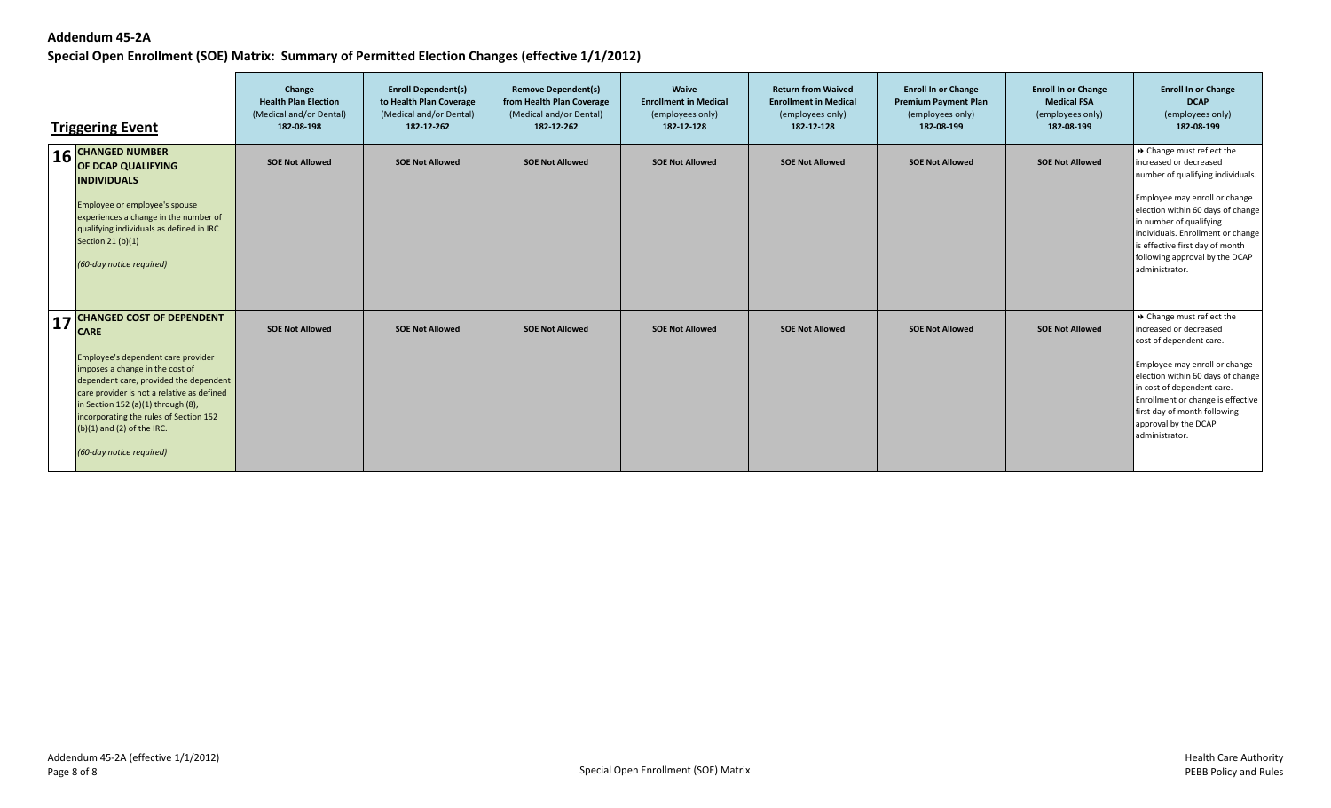**Addendum 45-2A**

**Special Open Enrollment (SOE) Matrix: Summary of Permitted Election Changes (effective 1/1/2012)**

| | Triggering Event | Change Health Plan Election (Medical and/or Dental) 182-08-198 | Enroll Dependent(s) to Health Plan Coverage (Medical and/or Dental) 182-12-262 | Remove Dependent(s) from Health Plan Coverage (Medical and/or Dental) 182-12-262 | Waive Enrollment in Medical (employees only) 182-12-128 | Return from Waived Enrollment in Medical (employees only) 182-12-128 | Enroll In or Change Premium Payment Plan (employees only) 182-08-199 | Enroll In or Change Medical FSA (employees only) 182-08-199 | Enroll In or Change DCAP (employees only) 182-08-199 |
|---|---|---|---|---|---|---|---|---|---|
| 16 | **CHANGED NUMBER OF DCAP QUALIFYING INDIVIDUALS**<br><br>Employee or employee's spouse experiences a change in the number of qualifying individuals as defined in IRC Section 21 (b)(1)<br><br>*(60-day notice required)* | **SOE Not Allowed** | **SOE Not Allowed** | **SOE Not Allowed** | **SOE Not Allowed** | **SOE Not Allowed** | **SOE Not Allowed** | **SOE Not Allowed** | ⏩ Change must reflect the increased or decreased number of qualifying individuals.<br><br>Employee may enroll or change election within 60 days of change in number of qualifying individuals. Enrollment or change is effective first day of month following approval by the DCAP administrator. |
| 17 | **CHANGED COST OF DEPENDENT CARE**<br><br>Employee's dependent care provider imposes a change in the cost of dependent care, provided the dependent care provider is not a relative as defined in Section 152 (a)(1) through (8), incorporating the rules of Section 152 (b)(1) and (2) of the IRC.<br><br>*(60-day notice required)* | **SOE Not Allowed** | **SOE Not Allowed** | **SOE Not Allowed** | **SOE Not Allowed** | **SOE Not Allowed** | **SOE Not Allowed** | **SOE Not Allowed** | ⏩ Change must reflect the increased or decreased cost of dependent care.<br><br>Employee may enroll or change election within 60 days of change in cost of dependent care. Enrollment or change is effective first day of month following approval by the DCAP administrator. |